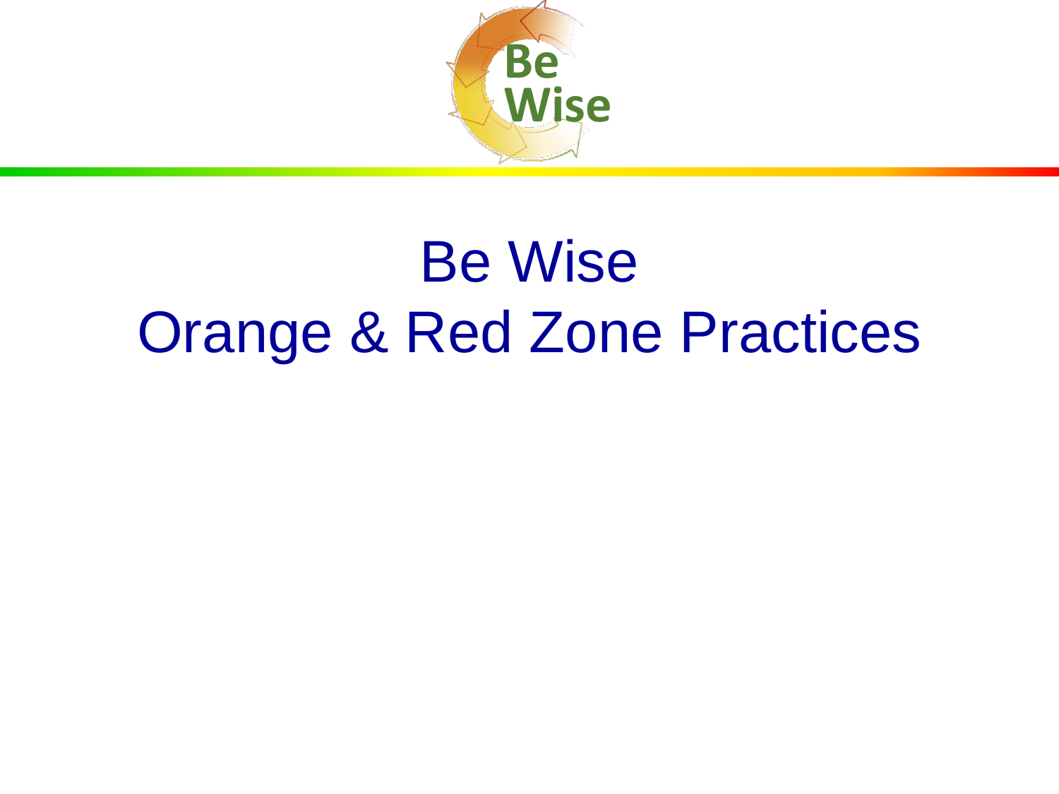# Be Wise
# Orange & Red Zone Practices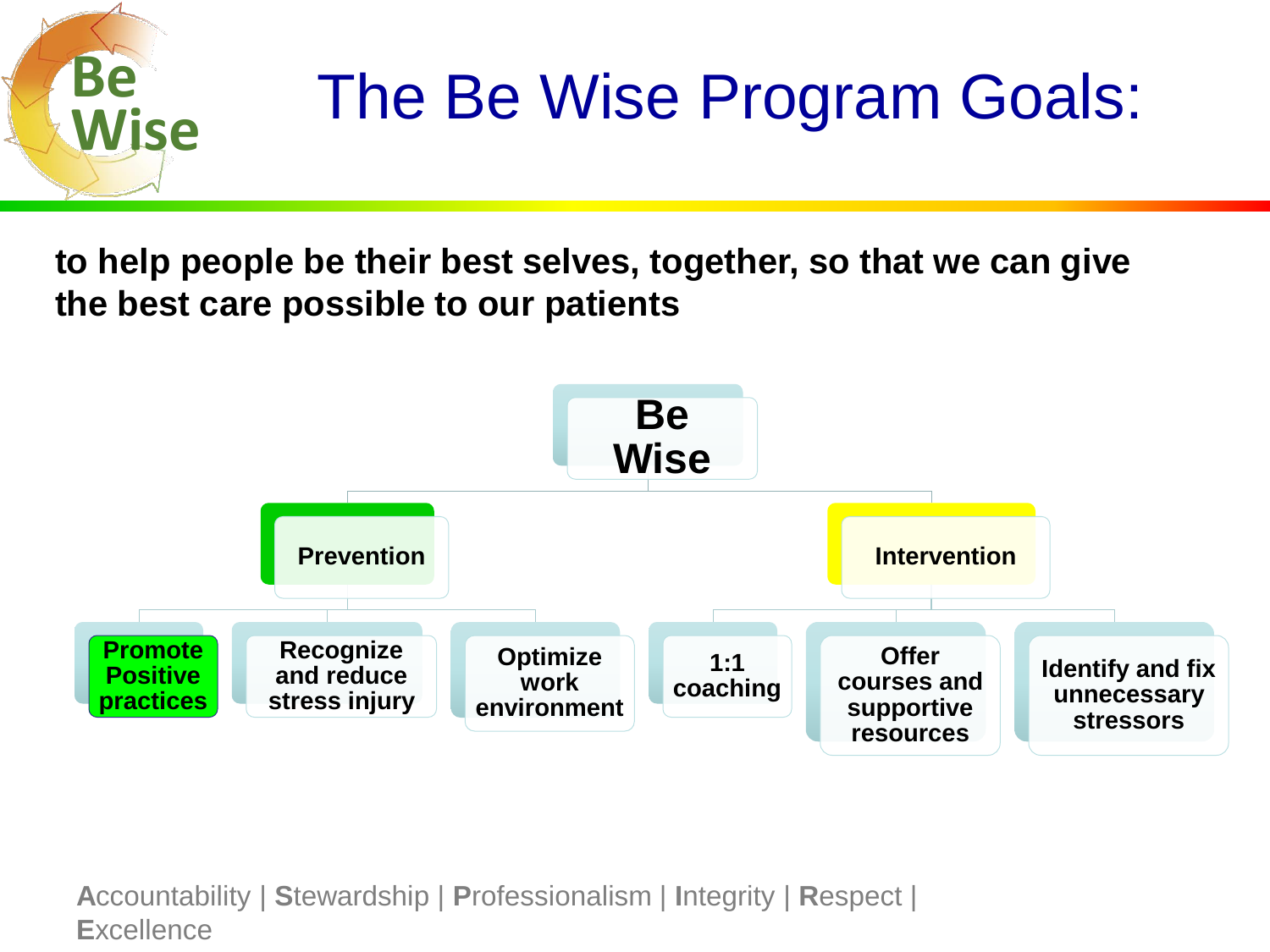# The Be Wise Program Goals:

**to help people be their best selves, together, so that we can give the best care possible to our patients**

- **Be Wise**
  - **Prevention**
    - Promote Positive practices
    - Recognize and reduce stress injury
    - Optimize work environment
  - **Intervention**
    - 1:1 coaching
    - Offer courses and supportive resources
    - Identify and fix unnecessary stressors

**A**ccountability | **S**tewardship | **P**rofessionalism | **I**ntegrity | **R**espect | **E**xcellence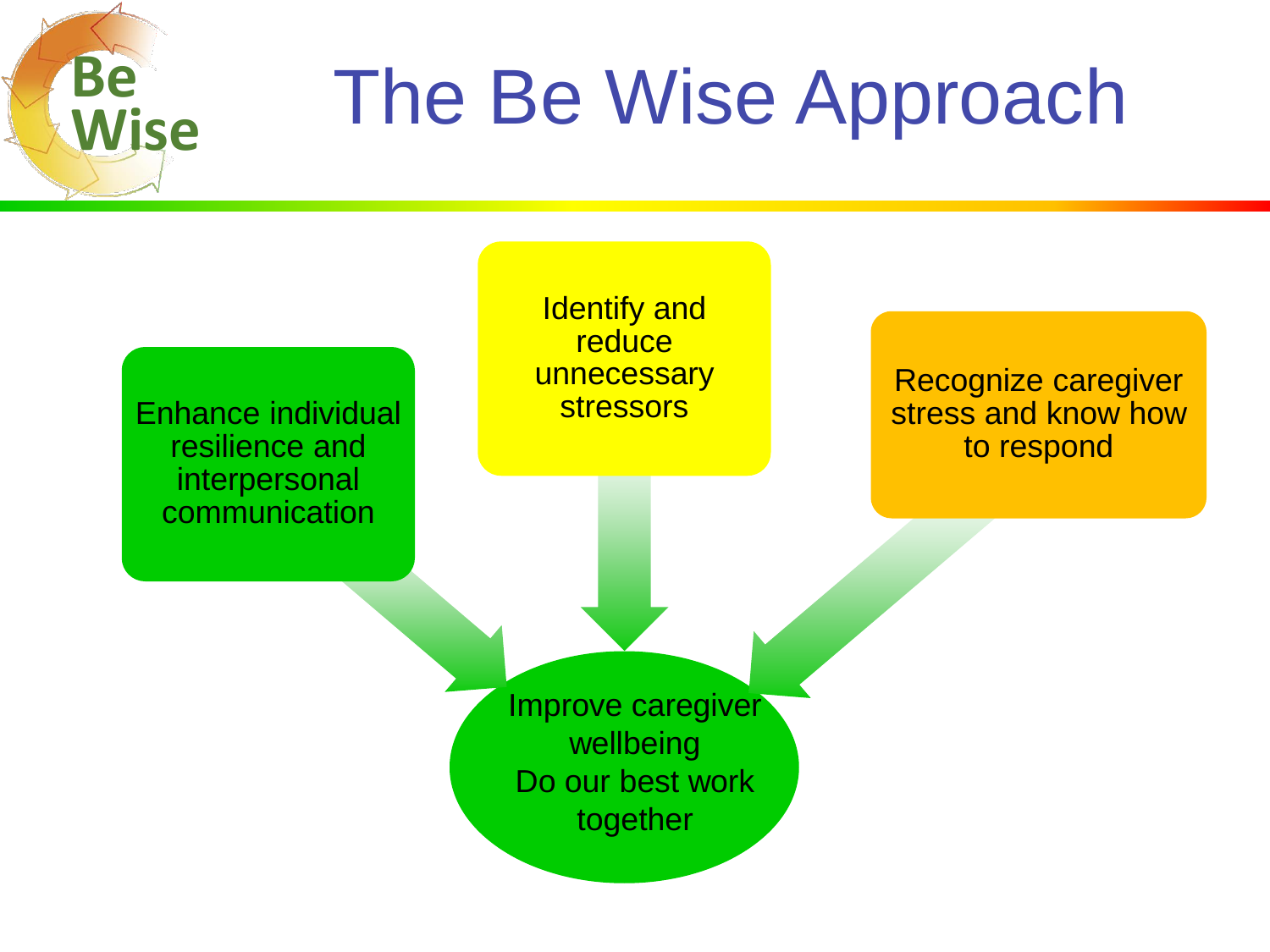# The Be Wise Approach

- Enhance individual resilience and interpersonal communication
- Identify and reduce unnecessary stressors
- Recognize caregiver stress and know how to respond

Improve caregiver wellbeing
Do our best work together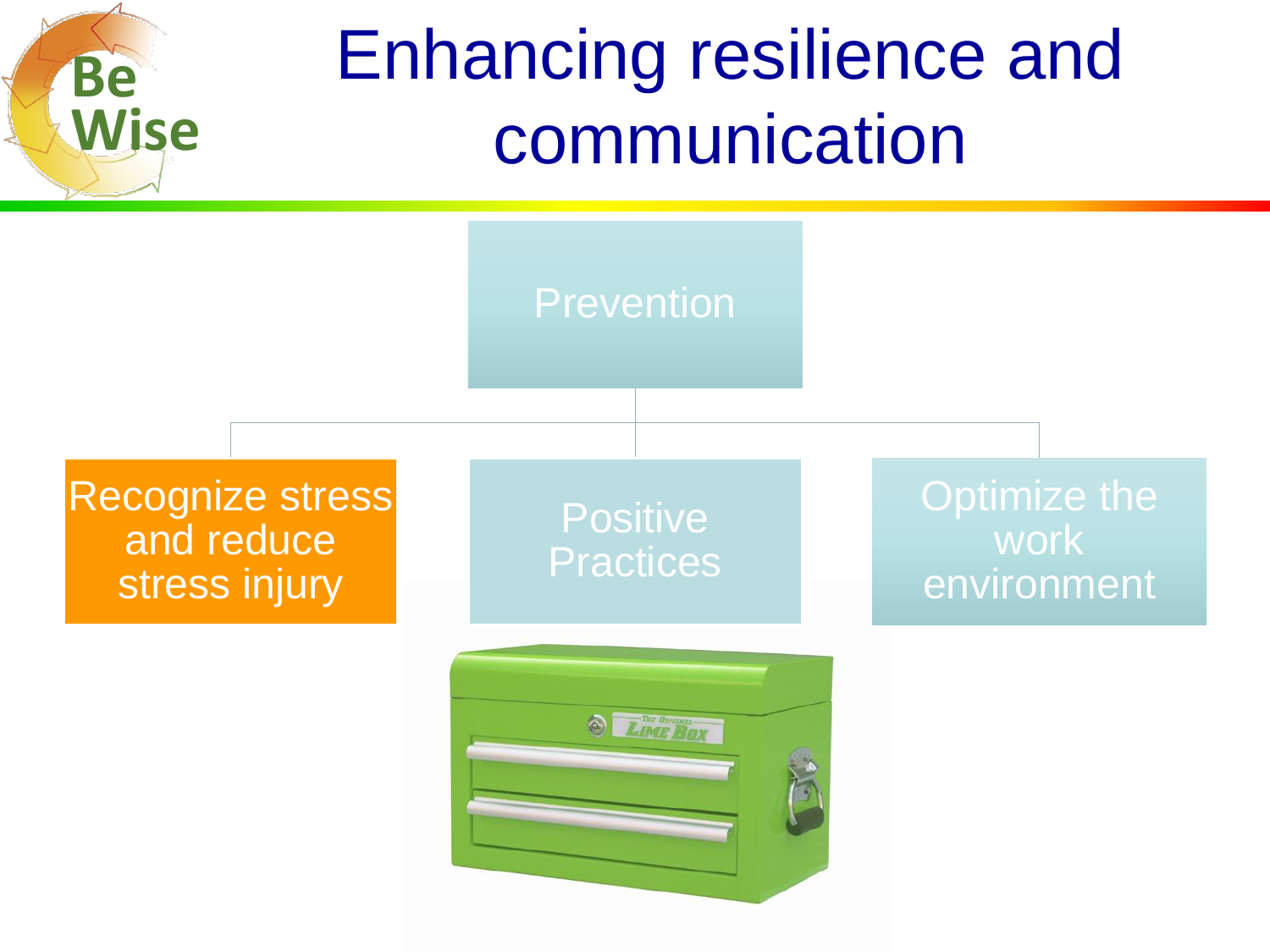# Enhancing resilience and communication

- Prevention
  - Recognize stress and reduce stress injury
  - Positive Practices
  - Optimize the work environment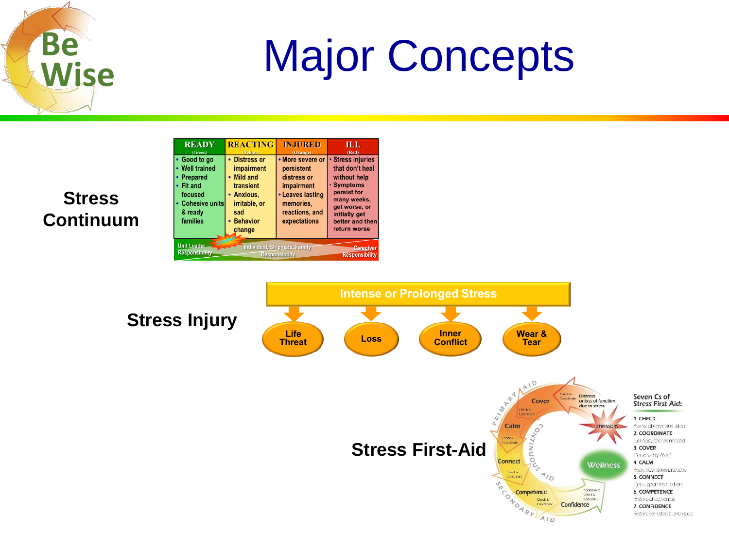# Major Concepts

## Stress Continuum

| READY (Green) | REACTING (Yellow) | INJURED (Orange) | ILL (Red) |
|---|---|---|---|
| • Good to go<br>• Well trained<br>• Prepared<br>• Fit and focused<br>• Cohesive units & ready families | • Distress or impairment<br>• Mild and transient<br>• Anxious, irritable, or sad<br>• Behavior change | • More severe or persistent distress or impairment<br>• Leaves lasting memories, reactions, and expectations | • Stress injuries that don't heal without help<br>• Symptoms persist for many weeks, get worse, or initially get better and then return worse |
| Unit Leader Responsibility | Individual, Shipmate, Family Responsibility | | Caregiver Responsibility |

## Stress Injury

Intense or Prolonged Stress

- Life Threat
- Loss
- Inner Conflict
- Wear & Tear

## Stress First-Aid

Seven Cs of Stress First Aid:

1. CHECK
   Assess: observe and listen
2. COORDINATE
   Get help, refer as needed
3. COVER
   Get to safety ASAP
4. CALM
   Relax, slow down, refocus
5. CONNECT
   Get support from others
6. COMPETENCE
   Restore effectiveness
7. CONFIDENCE
   Restore self-esteem and hope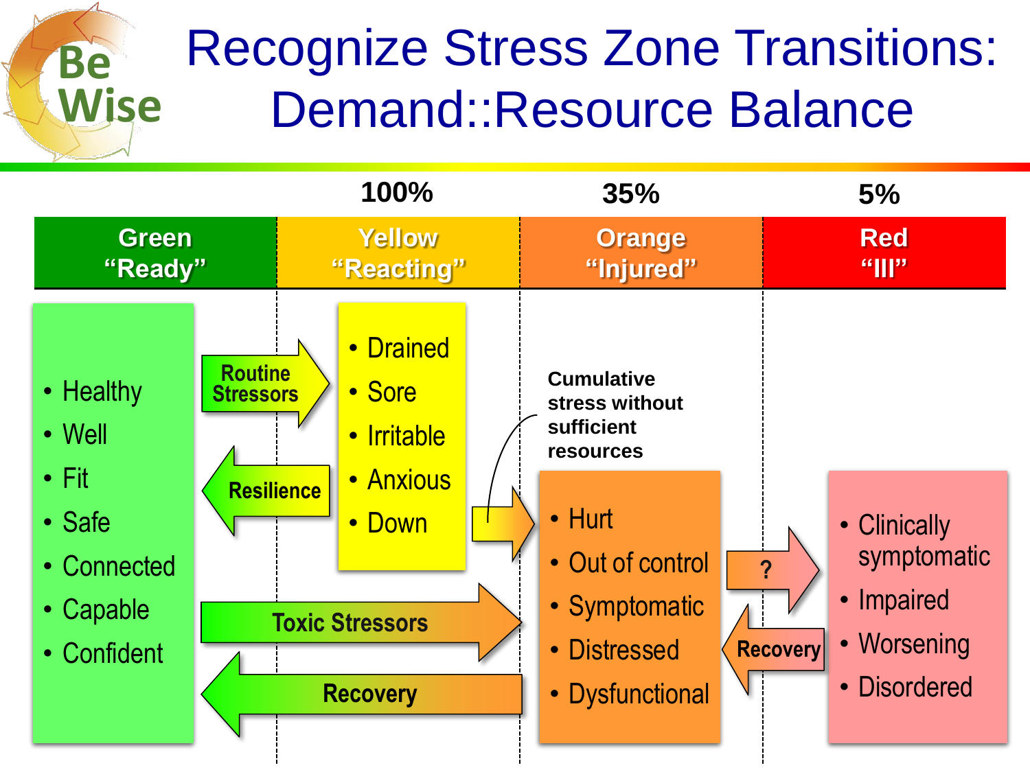# Recognize Stress Zone Transitions: Demand::Resource Balance

Be Wise

| Green "Ready" | Yellow "Reacting" | Orange "Injured" | Red "Ill" |
|---|---|---|---|
| | 100% | 35% | 5% |
| • Healthy<br>• Well<br>• Fit<br>• Safe<br>• Connected<br>• Capable<br>• Confident | • Drained<br>• Sore<br>• Irritable<br>• Anxious<br>• Down | • Hurt<br>• Out of control<br>• Symptomatic<br>• Distressed<br>• Dysfunctional | • Clinically symptomatic<br>• Impaired<br>• Worsening<br>• Disordered |

- Routine Stressors (Green → Yellow)
- Resilience (Yellow → Green)
- Cumulative stress without sufficient resources (Yellow → Orange)
- Toxic Stressors (Green → Orange)
- Recovery (Orange → Green)
- ? (Orange → Red)
- Recovery (Red → Orange)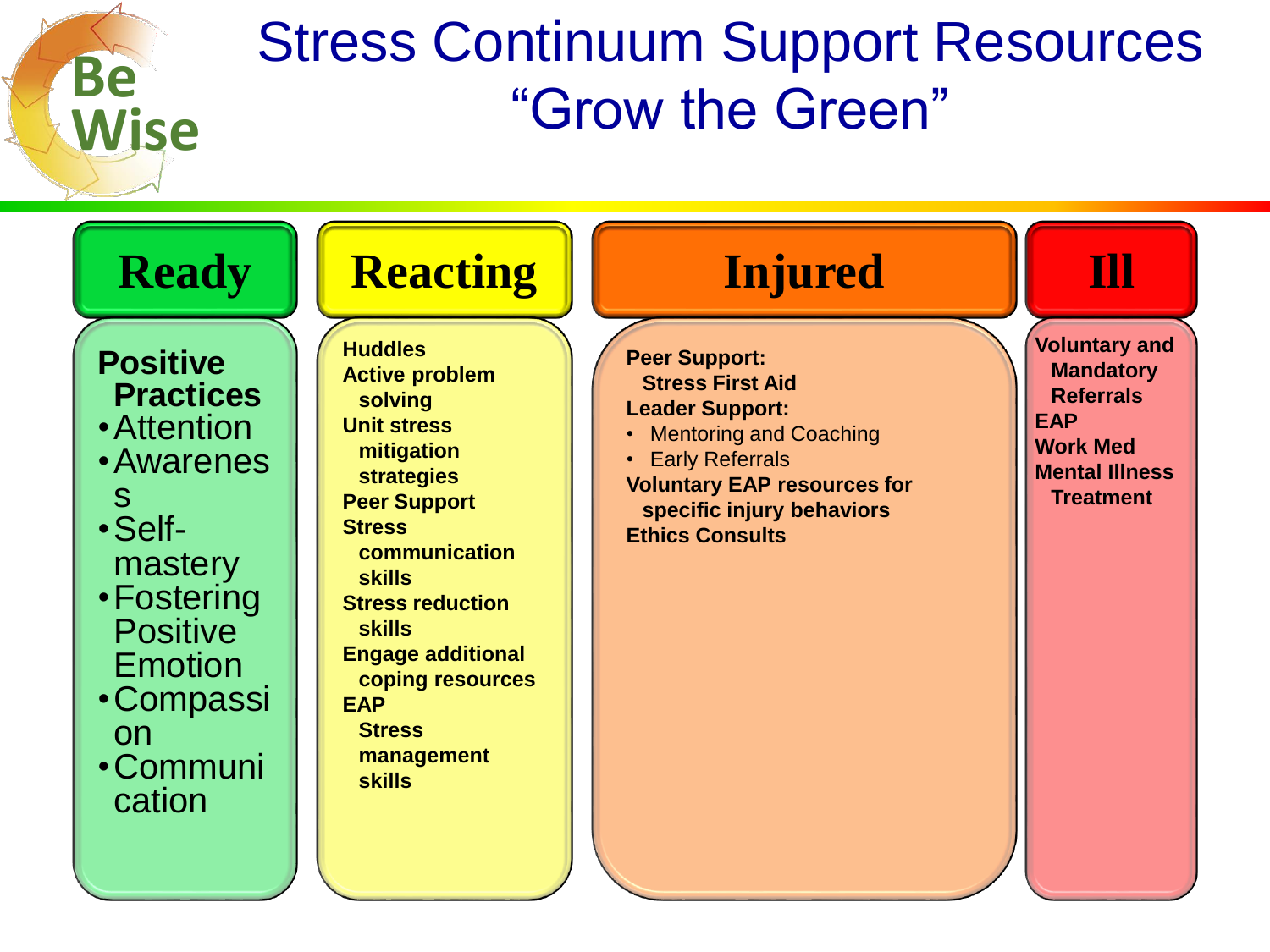# Stress Continuum Support Resources
## "Grow the Green"

| Ready | Reacting | Injured | Ill |
|---|---|---|---|
| **Positive Practices**<br>• Attention<br>• Awareness<br>• Self-mastery<br>• Fostering Positive Emotion<br>• Compassion<br>• Communication | **Huddles**<br>**Active problem solving**<br>**Unit stress mitigation strategies**<br>**Peer Support**<br>**Stress communication skills**<br>**Stress reduction skills**<br>**Engage additional coping resources**<br>**EAP**<br>**Stress management skills** | **Peer Support:**<br>**Stress First Aid**<br>**Leader Support:**<br>• Mentoring and Coaching<br>• Early Referrals<br>**Voluntary EAP resources for specific injury behaviors**<br>**Ethics Consults** | **Voluntary and Mandatory Referrals**<br>**EAP**<br>**Work Med**<br>**Mental Illness Treatment** |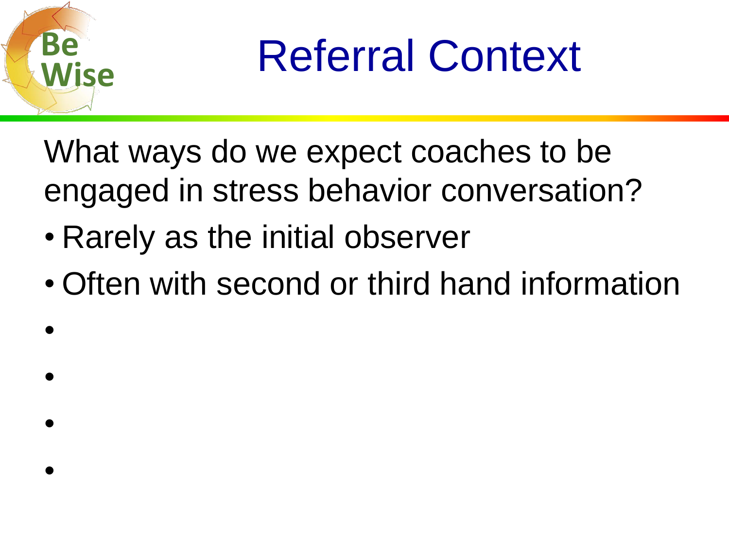# Referral Context

What ways do we expect coaches to be engaged in stress behavior conversation?

- Rarely as the initial observer
- Often with second or third hand information
- 
- 
- 
-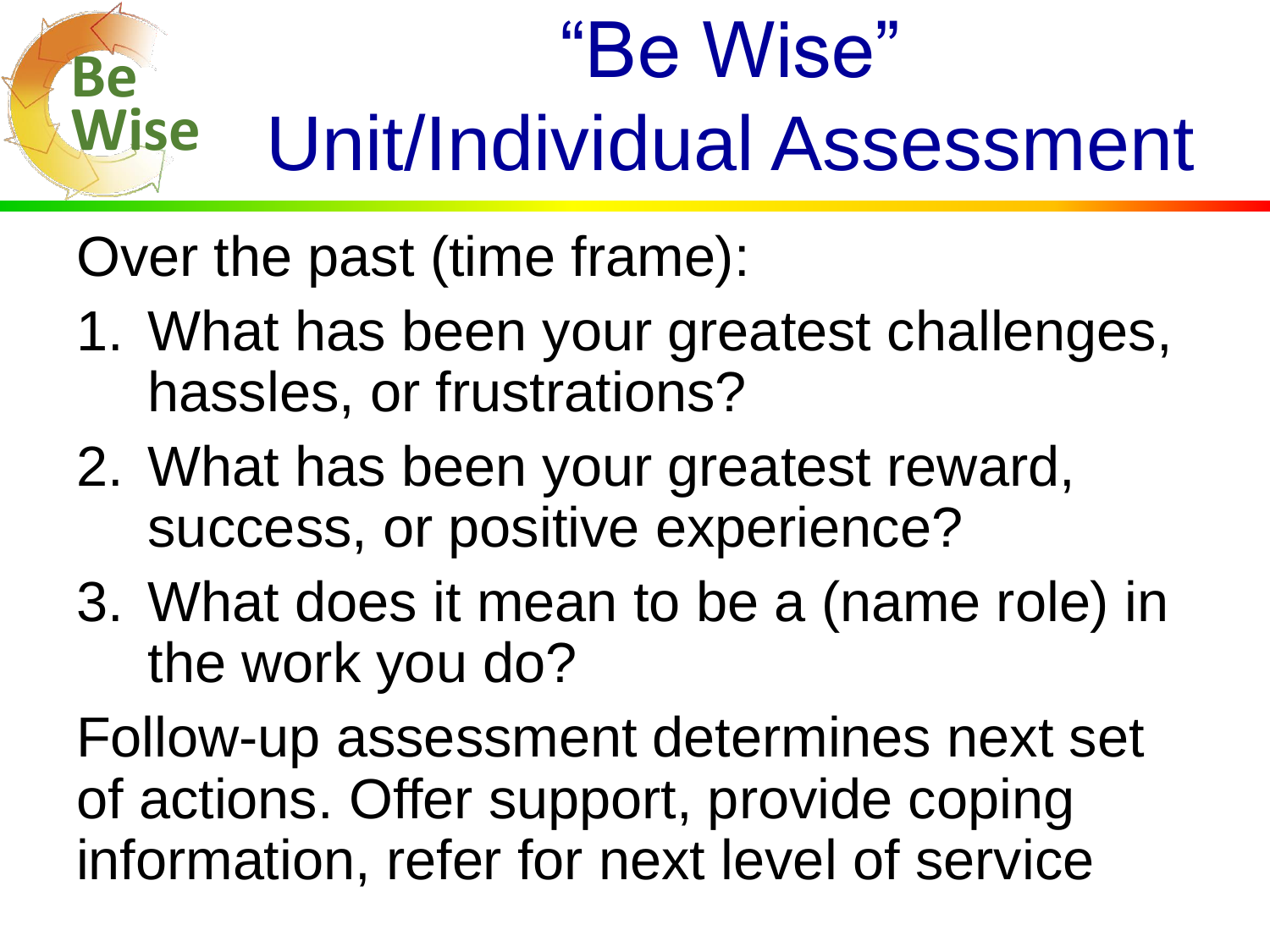# "Be Wise" Unit/Individual Assessment

Over the past (time frame):

1. What has been your greatest challenges, hassles, or frustrations?
2. What has been your greatest reward, success, or positive experience?
3. What does it mean to be a (name role) in the work you do?

Follow-up assessment determines next set of actions. Offer support, provide coping information, refer for next level of service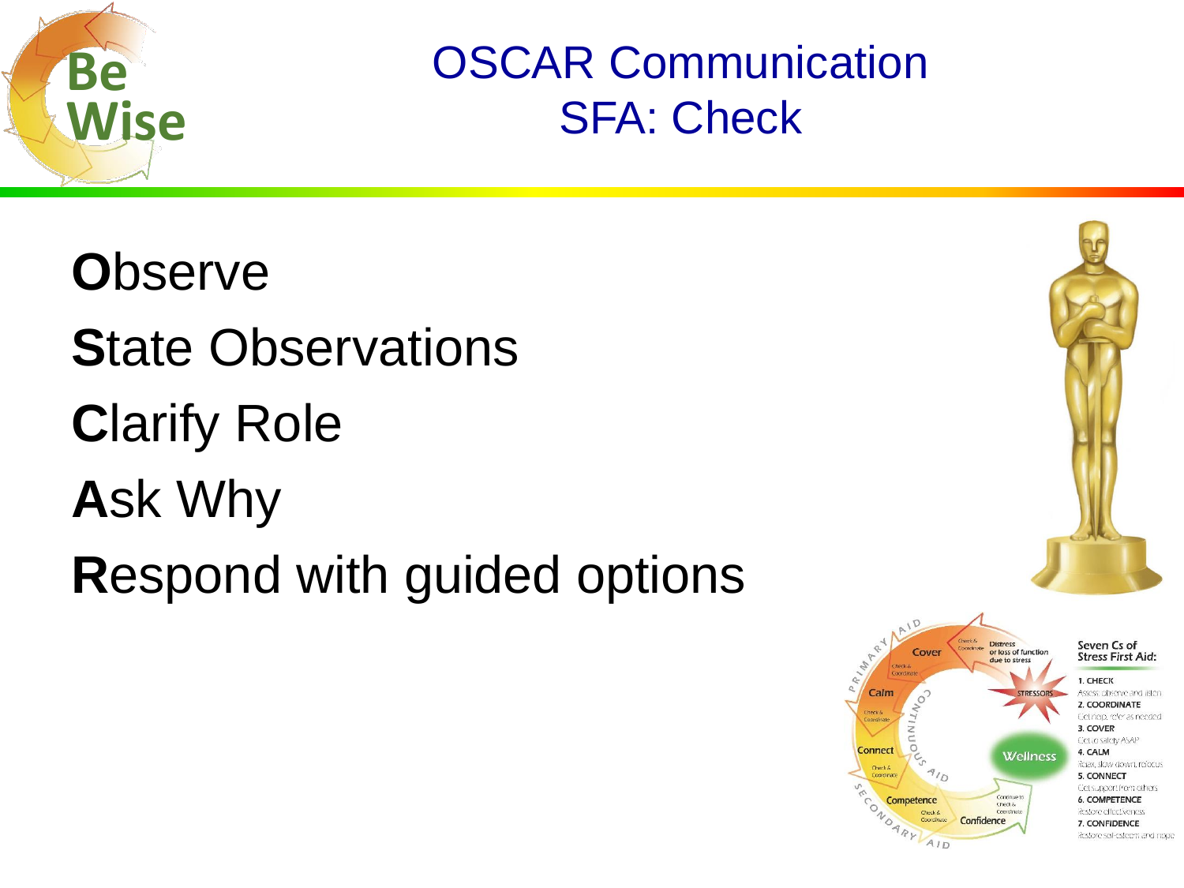# OSCAR Communication
## SFA: Check

**O**bserve

**S**tate Observations

**C**larify Role

**A**sk Why

**R**espond with guided options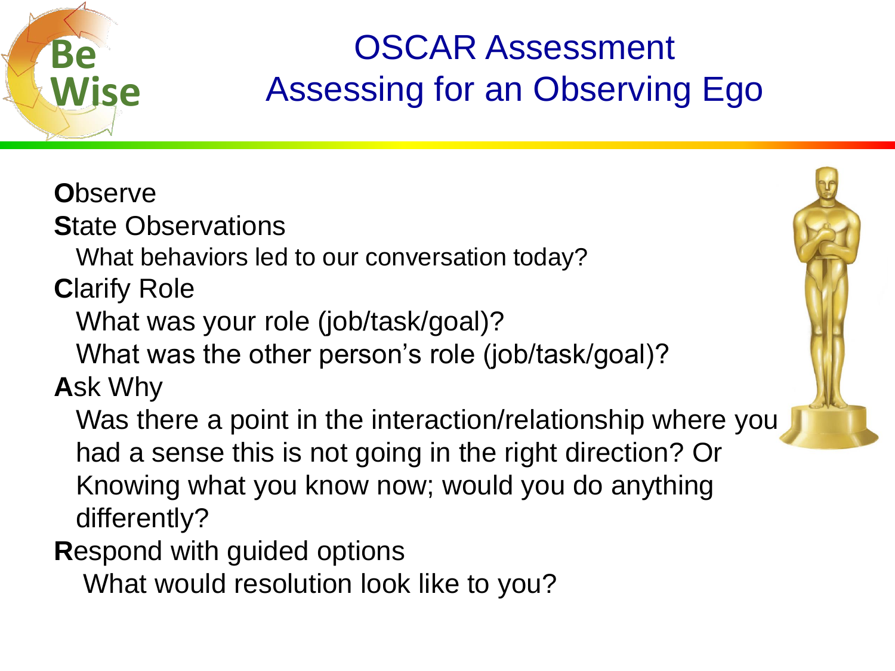# OSCAR Assessment
## Assessing for an Observing Ego

**O**bserve

**S**tate Observations

What behaviors led to our conversation today?

**C**larify Role

What was your role (job/task/goal)?

What was the other person's role (job/task/goal)?

**A**sk Why

Was there a point in the interaction/relationship where you had a sense this is not going in the right direction? Or Knowing what you know now; would you do anything differently?

**R**espond with guided options

What would resolution look like to you?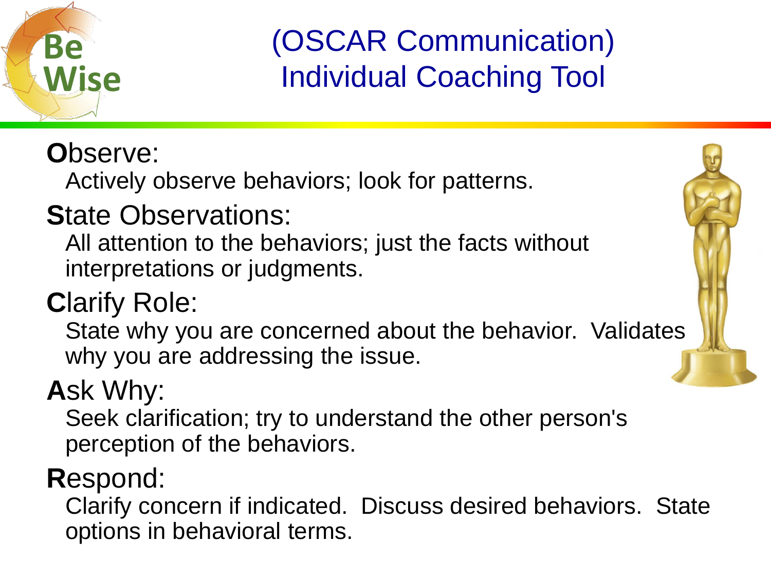# (OSCAR Communication) Individual Coaching Tool

**O**bserve:

Actively observe behaviors; look for patterns.

**S**tate Observations:

All attention to the behaviors; just the facts without interpretations or judgments.

**C**larify Role:

State why you are concerned about the behavior. Validates why you are addressing the issue.

**A**sk Why:

Seek clarification; try to understand the other person's perception of the behaviors.

**R**espond:

Clarify concern if indicated. Discuss desired behaviors. State options in behavioral terms.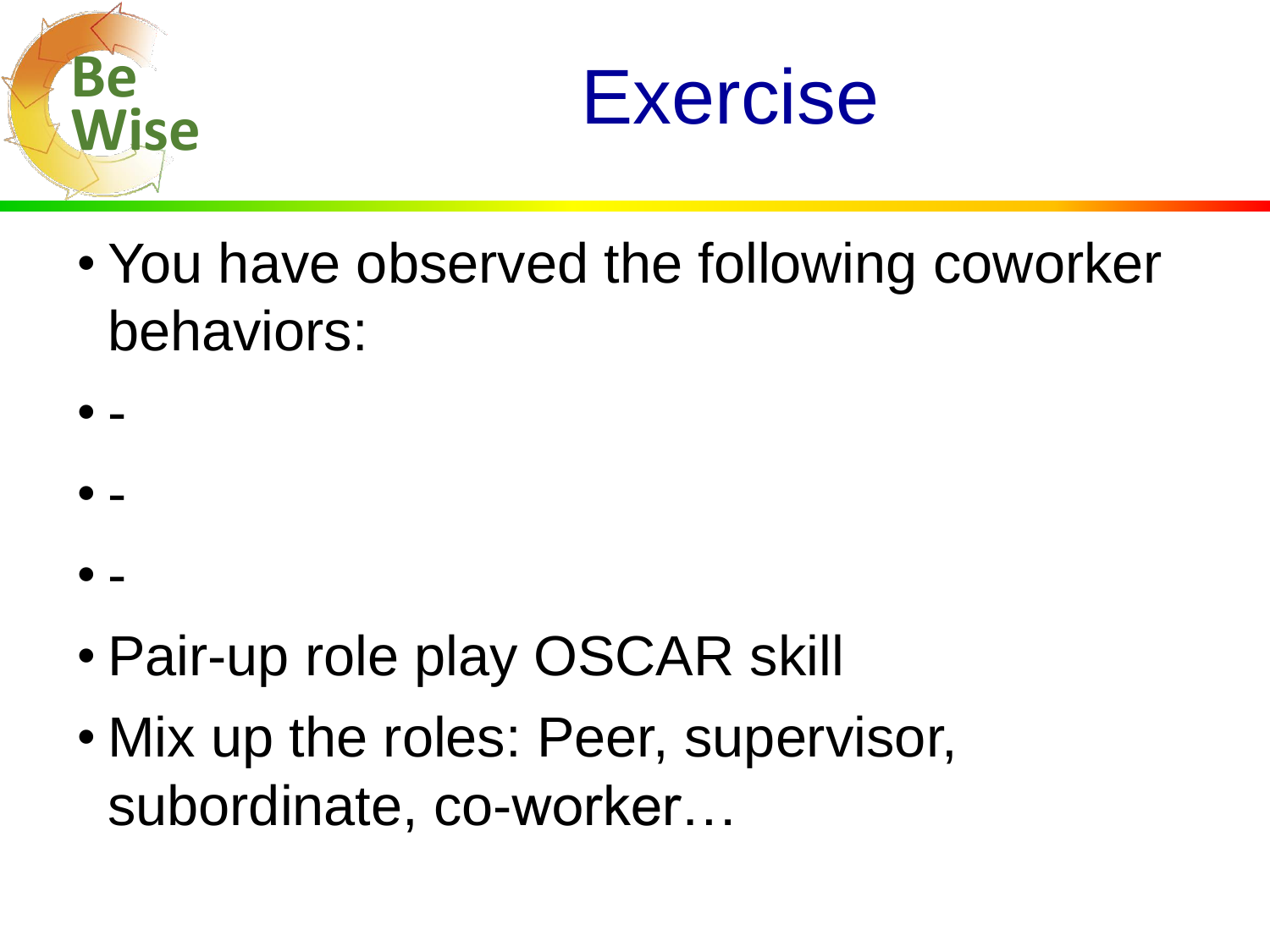# Exercise

- You have observed the following coworker behaviors:
- -
- -
- -
- Pair-up role play OSCAR skill
- Mix up the roles: Peer, supervisor, subordinate, co-worker…